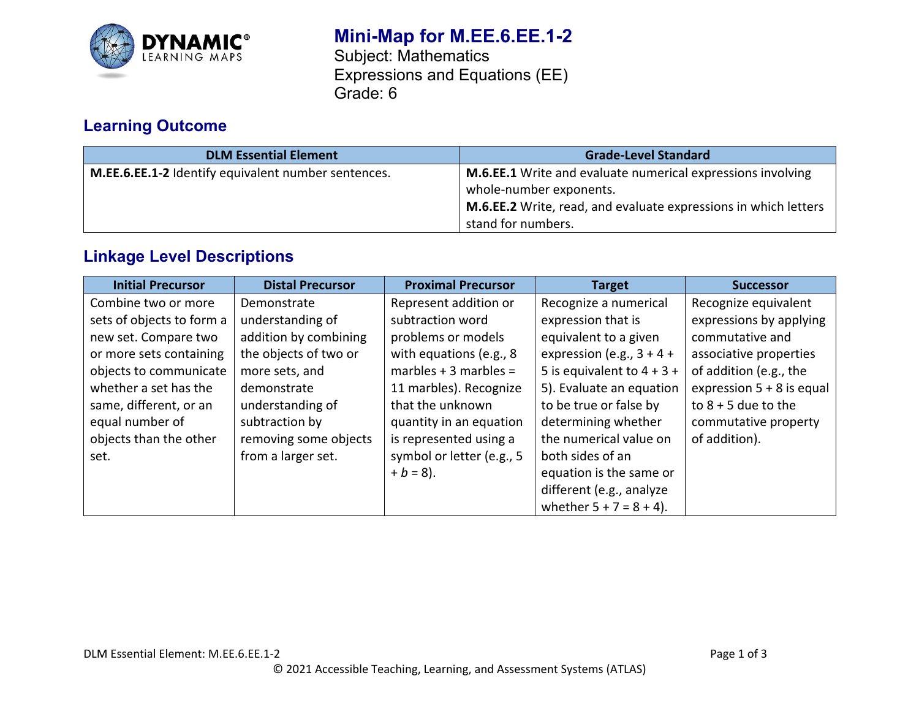# Mini-Map for M.EE.6.EE.1-2

Subject: Mathematics
Expressions and Equations (EE)
Grade: 6

## Learning Outcome

| DLM Essential Element | Grade-Level Standard |
|---|---|
| **M.EE.6.EE.1-2** Identify equivalent number sentences. | **M.6.EE.1** Write and evaluate numerical expressions involving whole-number exponents. **M.6.EE.2** Write, read, and evaluate expressions in which letters stand for numbers. |

## Linkage Level Descriptions

| Initial Precursor | Distal Precursor | Proximal Precursor | Target | Successor |
|---|---|---|---|---|
| Combine two or more sets of objects to form a new set. Compare two or more sets containing objects to communicate whether a set has the same, different, or an equal number of objects than the other set. | Demonstrate understanding of addition by combining the objects of two or more sets, and demonstrate understanding of subtraction by removing some objects from a larger set. | Represent addition or subtraction word problems or models with equations (e.g., 8 marbles + 3 marbles = 11 marbles). Recognize that the unknown quantity in an equation is represented using a symbol or letter (e.g., $5 + b = 8$). | Recognize a numerical expression that is equivalent to a given expression (e.g., 3 + 4 + 5 is equivalent to 4 + 3 + 5). Evaluate an equation to be true or false by determining whether the numerical value on both sides of an equation is the same or different (e.g., analyze whether 5 + 7 = 8 + 4). | Recognize equivalent expressions by applying commutative and associative properties of addition (e.g., the expression 5 + 8 is equal to 8 + 5 due to the commutative property of addition). |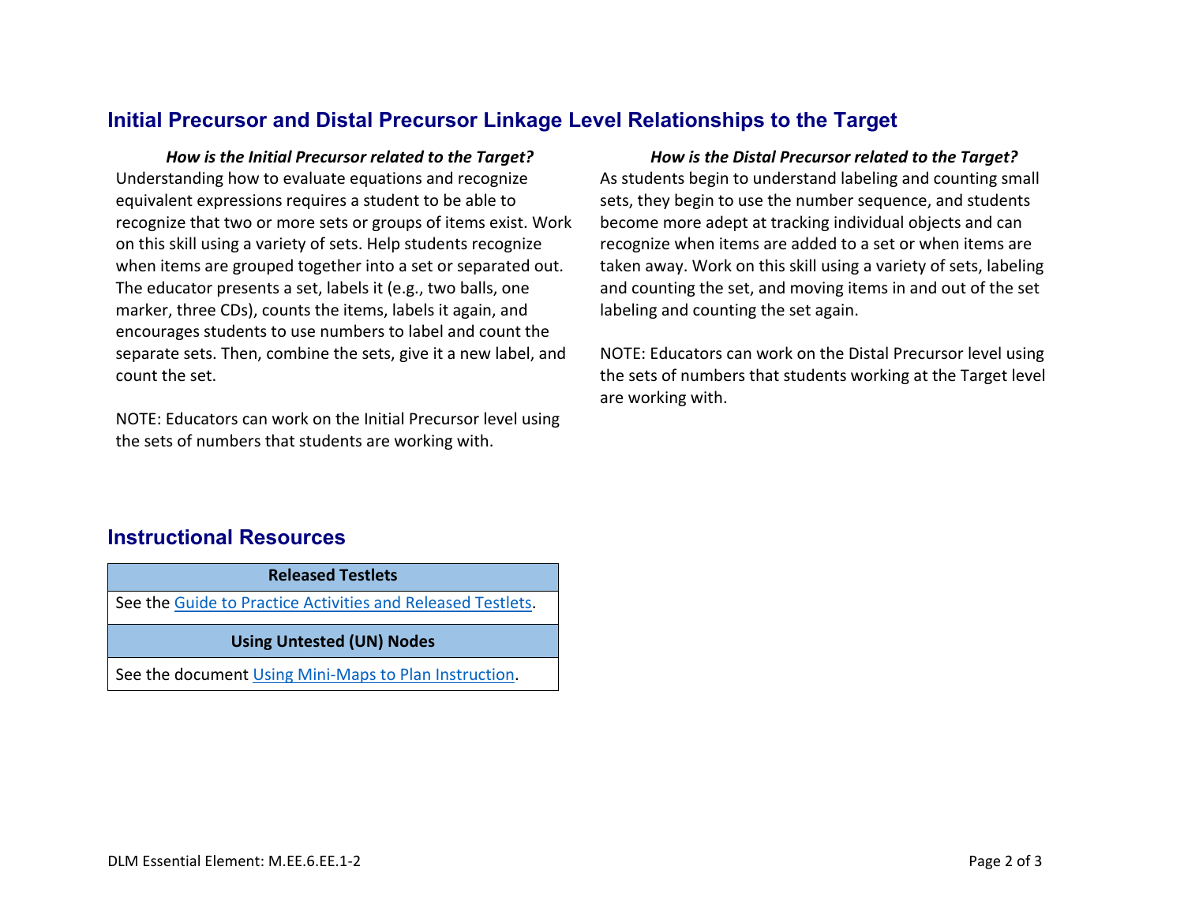## Initial Precursor and Distal Precursor Linkage Level Relationships to the Target

***How is the Initial Precursor related to the Target?***

Understanding how to evaluate equations and recognize equivalent expressions requires a student to be able to recognize that two or more sets or groups of items exist. Work on this skill using a variety of sets. Help students recognize when items are grouped together into a set or separated out. The educator presents a set, labels it (e.g., two balls, one marker, three CDs), counts the items, labels it again, and encourages students to use numbers to label and count the separate sets. Then, combine the sets, give it a new label, and count the set.

NOTE: Educators can work on the Initial Precursor level using the sets of numbers that students are working with.

***How is the Distal Precursor related to the Target?***

As students begin to understand labeling and counting small sets, they begin to use the number sequence, and students become more adept at tracking individual objects and can recognize when items are added to a set or when items are taken away. Work on this skill using a variety of sets, labeling and counting the set, and moving items in and out of the set labeling and counting the set again.

NOTE: Educators can work on the Distal Precursor level using the sets of numbers that students working at the Target level are working with.

## Instructional Resources

| Released Testlets |
| --- |
| See the Guide to Practice Activities and Released Testlets. |
| **Using Untested (UN) Nodes** |
| See the document Using Mini-Maps to Plan Instruction. |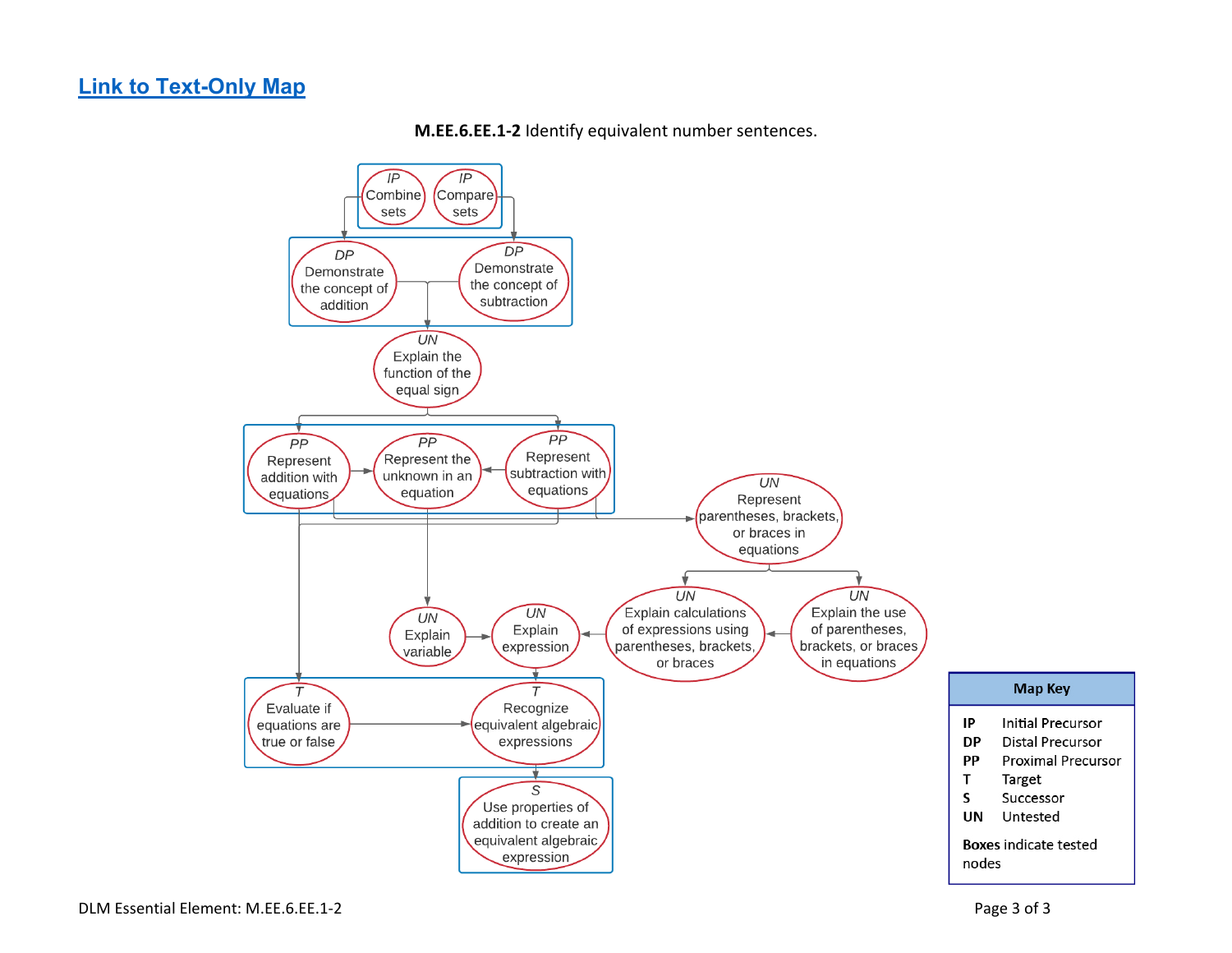[Link to Text-Only Map]

**M.EE.6.EE.1-2** Identify equivalent number sentences.

IP
Combine sets

IP
Compare sets

DP
Demonstrate the concept of addition

DP
Demonstrate the concept of subtraction

UN
Explain the function of the equal sign

PP
Represent addition with equations

PP
Represent the unknown in an equation

PP
Represent subtraction with equations

UN
Represent parentheses, brackets, or braces in equations

UN
Explain variable

UN
Explain expression

UN
Explain calculations of expressions using parentheses, brackets, or braces

UN
Explain the use of parentheses, brackets, or braces in equations

T
Evaluate if equations are true or false

T
Recognize equivalent algebraic expressions

S
Use properties of addition to create an equivalent algebraic expression

**Map Key**

| | |
|---|---|
| IP | Initial Precursor |
| DP | Distal Precursor |
| PP | Proximal Precursor |
| T | Target |
| S | Successor |
| UN | Untested |

Boxes indicate tested nodes

DLM Essential Element: M.EE.6.EE.1-2